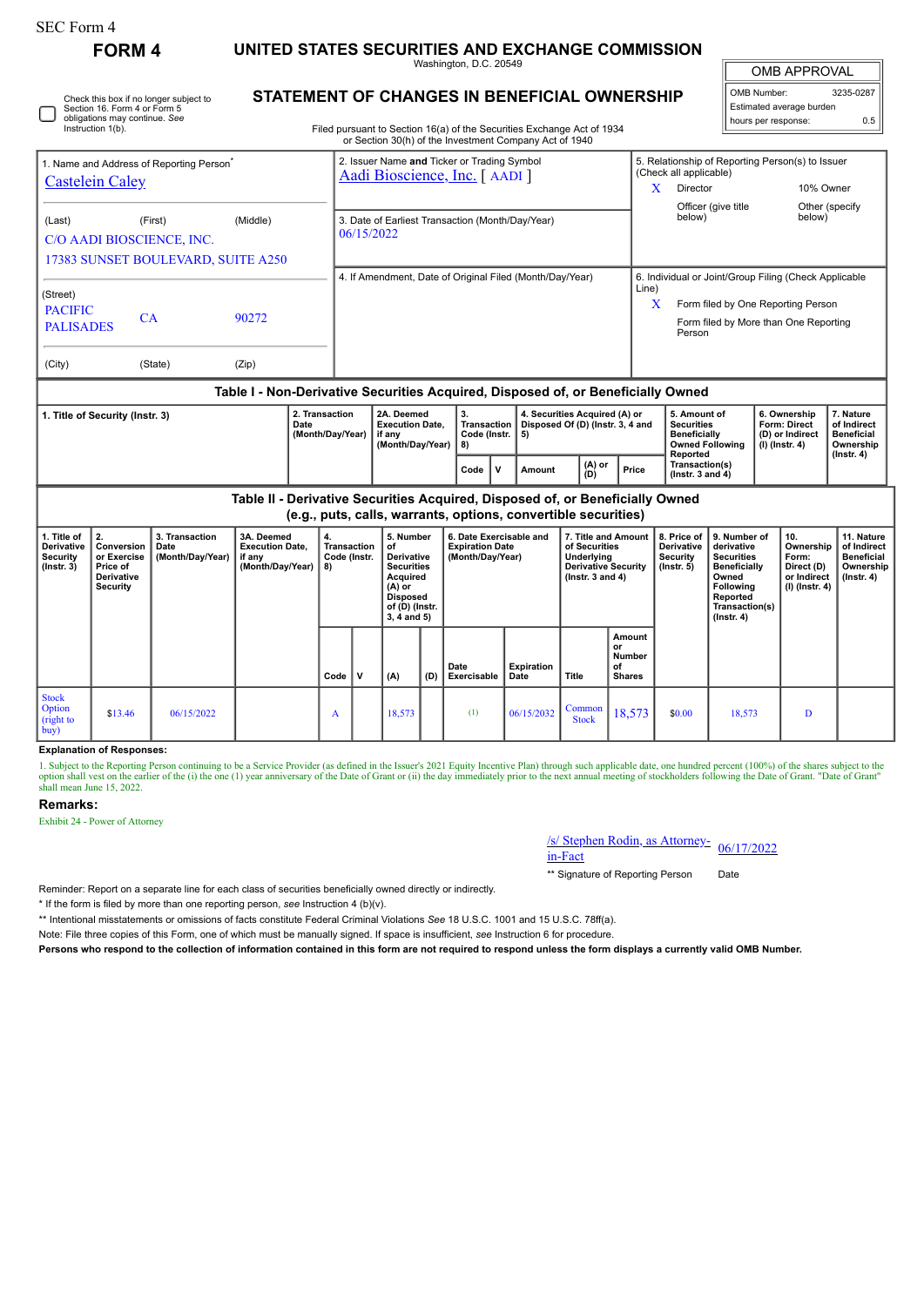SEC Form 4

# FORM 4

## UNITED STATES SECURITIES AND EXCHANGE COMMISSION

Washington, D.C. 20549

## STATEMENT OF CHANGES IN BENEFICIAL OWNERSHIP

Filed pursuant to Section 16(a) of the Securities Exchange Act of 1934 or Section 30(h) of the Investment Company Act of 1940

| OMB APPROVAL | |
|---|---|
| OMB Number: | 3235-0287 |
| Estimated average burden | |
| hours per response: | 0.5 |

☐ Check this box if no longer subject to Section 16. Form 4 or Form 5 obligations may continue. *See* Instruction 1(b).

**1. Name and Address of Reporting Person***

Castelein Caley

(Last) (First) (Middle)

C/O AADI BIOSCIENCE, INC.
17383 SUNSET BOULEVARD, SUITE A250

(Street)

PACIFIC PALISADES CA 90272

(City) (State) (Zip)

**2. Issuer Name and Ticker or Trading Symbol**

Aadi Bioscience, Inc. [ AADI ]

**3. Date of Earliest Transaction (Month/Day/Year)**

06/15/2022

**4. If Amendment, Date of Original Filed (Month/Day/Year)**

**5. Relationship of Reporting Person(s) to Issuer (Check all applicable)**

X Director
10% Owner
Officer (give title below)
Other (specify below)

**6. Individual or Joint/Group Filing (Check Applicable Line)**

X Form filed by One Reporting Person
Form filed by More than One Reporting Person

### Table I - Non-Derivative Securities Acquired, Disposed of, or Beneficially Owned

| 1. Title of Security (Instr. 3) | 2. Transaction Date (Month/Day/Year) | 2A. Deemed Execution Date, if any (Month/Day/Year) | 3. Transaction Code (Instr. 8) | | 4. Securities Acquired (A) or Disposed Of (D) (Instr. 3, 4 and 5) | | | 5. Amount of Securities Beneficially Owned Following Reported Transaction(s) (Instr. 3 and 4) | 6. Ownership Form: Direct (D) or Indirect (I) (Instr. 4) | 7. Nature of Indirect Beneficial Ownership (Instr. 4) |
|---|---|---|---|---|---|---|---|---|---|---|
| | | | Code | V | Amount | (A) or (D) | Price | | | |

### Table II - Derivative Securities Acquired, Disposed of, or Beneficially Owned (e.g., puts, calls, warrants, options, convertible securities)

| 1. Title of Derivative Security (Instr. 3) | 2. Conversion or Exercise Price of Derivative Security | 3. Transaction Date (Month/Day/Year) | 3A. Deemed Execution Date, if any (Month/Day/Year) | 4. Transaction Code (Instr. 8) | | 5. Number of Derivative Securities Acquired (A) or Disposed of (D) (Instr. 3, 4 and 5) | | 6. Date Exercisable and Expiration Date (Month/Day/Year) | | 7. Title and Amount of Securities Underlying Derivative Security (Instr. 3 and 4) | | 8. Price of Derivative Security (Instr. 5) | 9. Number of derivative Securities Beneficially Owned Following Reported Transaction(s) (Instr. 4) | 10. Ownership Form: Direct (D) or Indirect (I) (Instr. 4) | 11. Nature of Indirect Beneficial Ownership (Instr. 4) |
|---|---|---|---|---|---|---|---|---|---|---|---|---|---|---|---|
| | | | | Code | V | (A) | (D) | Date Exercisable | Expiration Date | Title | Amount or Number of Shares | | | | |
| Stock Option (right to buy) | $13.46 | 06/15/2022 | | A | | 18,573 | | (1) | 06/15/2032 | Common Stock | 18,573 | $0.00 | 18,573 | D | |

**Explanation of Responses:**

1. Subject to the Reporting Person continuing to be a Service Provider (as defined in the Issuer's 2021 Equity Incentive Plan) through such applicable date, one hundred percent (100%) of the shares subject to the option shall vest on the earlier of the (i) the one (1) year anniversary of the Date of Grant or (ii) the day immediately prior to the next annual meeting of stockholders following the Date of Grant. "Date of Grant" shall mean June 15, 2022.

**Remarks:**

Exhibit 24 - Power of Attorney

/s/ Stephen Rodin, as Attorney-in-Fact — 06/17/2022

** Signature of Reporting Person — Date

Reminder: Report on a separate line for each class of securities beneficially owned directly or indirectly.

* If the form is filed by more than one reporting person, *see* Instruction 4 (b)(v).

** Intentional misstatements or omissions of facts constitute Federal Criminal Violations *See* 18 U.S.C. 1001 and 15 U.S.C. 78ff(a).

Note: File three copies of this Form, one of which must be manually signed. If space is insufficient, *see* Instruction 6 for procedure.

**Persons who respond to the collection of information contained in this form are not required to respond unless the form displays a currently valid OMB Number.**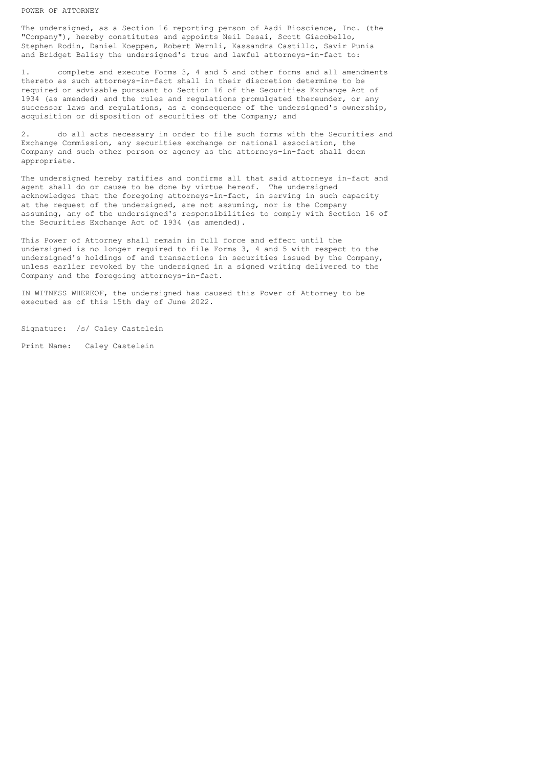# POWER OF ATTORNEY

The undersigned, as a Section 16 reporting person of Aadi Bioscience, Inc. (the "Company"), hereby constitutes and appoints Neil Desai, Scott Giacobello, Stephen Rodin, Daniel Koeppen, Robert Wernli, Kassandra Castillo, Savir Punia and Bridget Balisy the undersigned's true and lawful attorneys-in-fact to:

1. complete and execute Forms 3, 4 and 5 and other forms and all amendments thereto as such attorneys-in-fact shall in their discretion determine to be required or advisable pursuant to Section 16 of the Securities Exchange Act of 1934 (as amended) and the rules and regulations promulgated thereunder, or any successor laws and regulations, as a consequence of the undersigned's ownership, acquisition or disposition of securities of the Company; and

2. do all acts necessary in order to file such forms with the Securities and Exchange Commission, any securities exchange or national association, the Company and such other person or agency as the attorneys-in-fact shall deem appropriate.

The undersigned hereby ratifies and confirms all that said attorneys in-fact and agent shall do or cause to be done by virtue hereof. The undersigned acknowledges that the foregoing attorneys-in-fact, in serving in such capacity at the request of the undersigned, are not assuming, nor is the Company assuming, any of the undersigned's responsibilities to comply with Section 16 of the Securities Exchange Act of 1934 (as amended).

This Power of Attorney shall remain in full force and effect until the undersigned is no longer required to file Forms 3, 4 and 5 with respect to the undersigned's holdings of and transactions in securities issued by the Company, unless earlier revoked by the undersigned in a signed writing delivered to the Company and the foregoing attorneys-in-fact.

IN WITNESS WHEREOF, the undersigned has caused this Power of Attorney to be executed as of this 15th day of June 2022.

Signature: /s/ Caley Castelein

Print Name: Caley Castelein